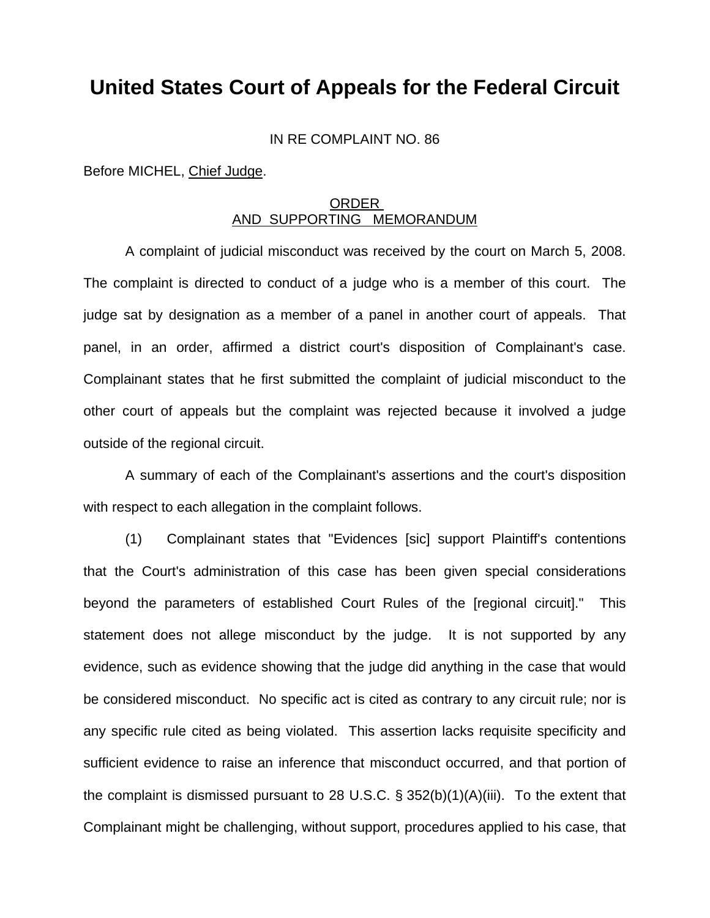# United States Court of Appeals for the Federal Circuit

IN RE COMPLAINT NO. 86

Before MICHEL, Chief Judge.

ORDER
AND SUPPORTING MEMORANDUM

A complaint of judicial misconduct was received by the court on March 5, 2008. The complaint is directed to conduct of a judge who is a member of this court. The judge sat by designation as a member of a panel in another court of appeals. That panel, in an order, affirmed a district court's disposition of Complainant's case. Complainant states that he first submitted the complaint of judicial misconduct to the other court of appeals but the complaint was rejected because it involved a judge outside of the regional circuit.

A summary of each of the Complainant's assertions and the court's disposition with respect to each allegation in the complaint follows.

(1) Complainant states that "Evidences [sic] support Plaintiff's contentions that the Court's administration of this case has been given special considerations beyond the parameters of established Court Rules of the [regional circuit]." This statement does not allege misconduct by the judge. It is not supported by any evidence, such as evidence showing that the judge did anything in the case that would be considered misconduct. No specific act is cited as contrary to any circuit rule; nor is any specific rule cited as being violated. This assertion lacks requisite specificity and sufficient evidence to raise an inference that misconduct occurred, and that portion of the complaint is dismissed pursuant to 28 U.S.C. § 352(b)(1)(A)(iii). To the extent that Complainant might be challenging, without support, procedures applied to his case, that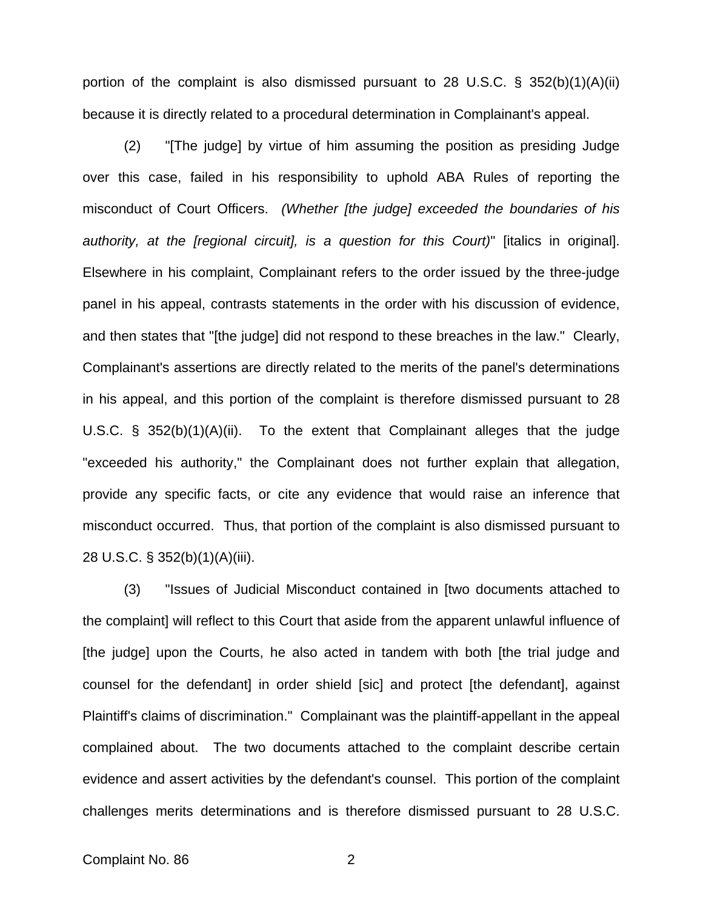portion of the complaint is also dismissed pursuant to 28 U.S.C. § 352(b)(1)(A)(ii) because it is directly related to a procedural determination in Complainant's appeal.

(2) "[The judge] by virtue of him assuming the position as presiding Judge over this case, failed in his responsibility to uphold ABA Rules of reporting the misconduct of Court Officers. *(Whether [the judge] exceeded the boundaries of his authority, at the [regional circuit], is a question for this Court)*" [italics in original]. Elsewhere in his complaint, Complainant refers to the order issued by the three-judge panel in his appeal, contrasts statements in the order with his discussion of evidence, and then states that "[the judge] did not respond to these breaches in the law." Clearly, Complainant's assertions are directly related to the merits of the panel's determinations in his appeal, and this portion of the complaint is therefore dismissed pursuant to 28 U.S.C. § 352(b)(1)(A)(ii). To the extent that Complainant alleges that the judge "exceeded his authority," the Complainant does not further explain that allegation, provide any specific facts, or cite any evidence that would raise an inference that misconduct occurred. Thus, that portion of the complaint is also dismissed pursuant to 28 U.S.C. § 352(b)(1)(A)(iii).

(3) "Issues of Judicial Misconduct contained in [two documents attached to the complaint] will reflect to this Court that aside from the apparent unlawful influence of [the judge] upon the Courts, he also acted in tandem with both [the trial judge and counsel for the defendant] in order shield [sic] and protect [the defendant], against Plaintiff's claims of discrimination." Complainant was the plaintiff-appellant in the appeal complained about. The two documents attached to the complaint describe certain evidence and assert activities by the defendant's counsel. This portion of the complaint challenges merits determinations and is therefore dismissed pursuant to 28 U.S.C.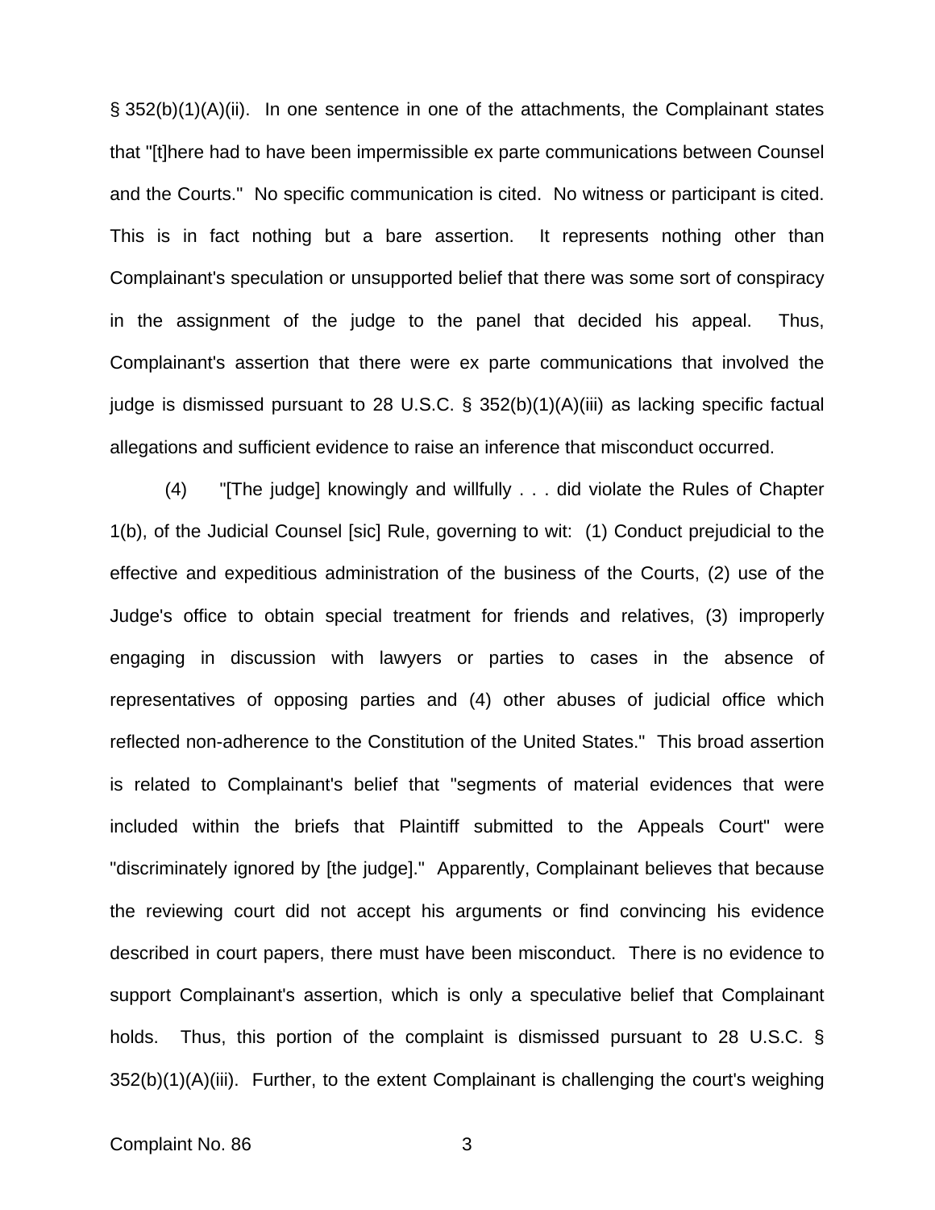§ 352(b)(1)(A)(ii). In one sentence in one of the attachments, the Complainant states that "[t]here had to have been impermissible ex parte communications between Counsel and the Courts." No specific communication is cited. No witness or participant is cited. This is in fact nothing but a bare assertion. It represents nothing other than Complainant's speculation or unsupported belief that there was some sort of conspiracy in the assignment of the judge to the panel that decided his appeal. Thus, Complainant's assertion that there were ex parte communications that involved the judge is dismissed pursuant to 28 U.S.C. § 352(b)(1)(A)(iii) as lacking specific factual allegations and sufficient evidence to raise an inference that misconduct occurred.

(4) "[The judge] knowingly and willfully . . . did violate the Rules of Chapter 1(b), of the Judicial Counsel [sic] Rule, governing to wit: (1) Conduct prejudicial to the effective and expeditious administration of the business of the Courts, (2) use of the Judge's office to obtain special treatment for friends and relatives, (3) improperly engaging in discussion with lawyers or parties to cases in the absence of representatives of opposing parties and (4) other abuses of judicial office which reflected non-adherence to the Constitution of the United States." This broad assertion is related to Complainant's belief that "segments of material evidences that were included within the briefs that Plaintiff submitted to the Appeals Court" were "discriminately ignored by [the judge]." Apparently, Complainant believes that because the reviewing court did not accept his arguments or find convincing his evidence described in court papers, there must have been misconduct. There is no evidence to support Complainant's assertion, which is only a speculative belief that Complainant holds. Thus, this portion of the complaint is dismissed pursuant to 28 U.S.C. § 352(b)(1)(A)(iii). Further, to the extent Complainant is challenging the court's weighing

Complaint No. 86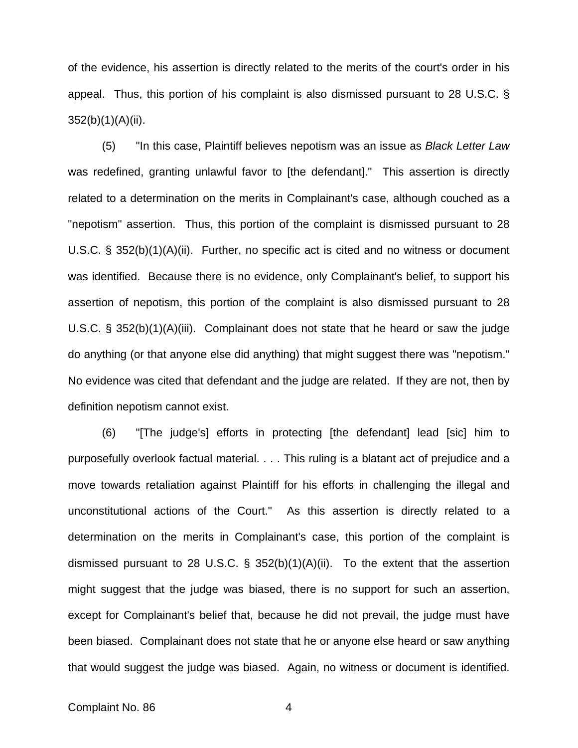of the evidence, his assertion is directly related to the merits of the court's order in his appeal. Thus, this portion of his complaint is also dismissed pursuant to 28 U.S.C. § 352(b)(1)(A)(ii).

(5) "In this case, Plaintiff believes nepotism was an issue as *Black Letter Law* was redefined, granting unlawful favor to [the defendant]." This assertion is directly related to a determination on the merits in Complainant's case, although couched as a "nepotism" assertion. Thus, this portion of the complaint is dismissed pursuant to 28 U.S.C. § 352(b)(1)(A)(ii). Further, no specific act is cited and no witness or document was identified. Because there is no evidence, only Complainant's belief, to support his assertion of nepotism, this portion of the complaint is also dismissed pursuant to 28 U.S.C. § 352(b)(1)(A)(iii). Complainant does not state that he heard or saw the judge do anything (or that anyone else did anything) that might suggest there was "nepotism." No evidence was cited that defendant and the judge are related. If they are not, then by definition nepotism cannot exist.

(6) "[The judge's] efforts in protecting [the defendant] lead [sic] him to purposefully overlook factual material. . . . This ruling is a blatant act of prejudice and a move towards retaliation against Plaintiff for his efforts in challenging the illegal and unconstitutional actions of the Court." As this assertion is directly related to a determination on the merits in Complainant's case, this portion of the complaint is dismissed pursuant to 28 U.S.C. § 352(b)(1)(A)(ii). To the extent that the assertion might suggest that the judge was biased, there is no support for such an assertion, except for Complainant's belief that, because he did not prevail, the judge must have been biased. Complainant does not state that he or anyone else heard or saw anything that would suggest the judge was biased. Again, no witness or document is identified.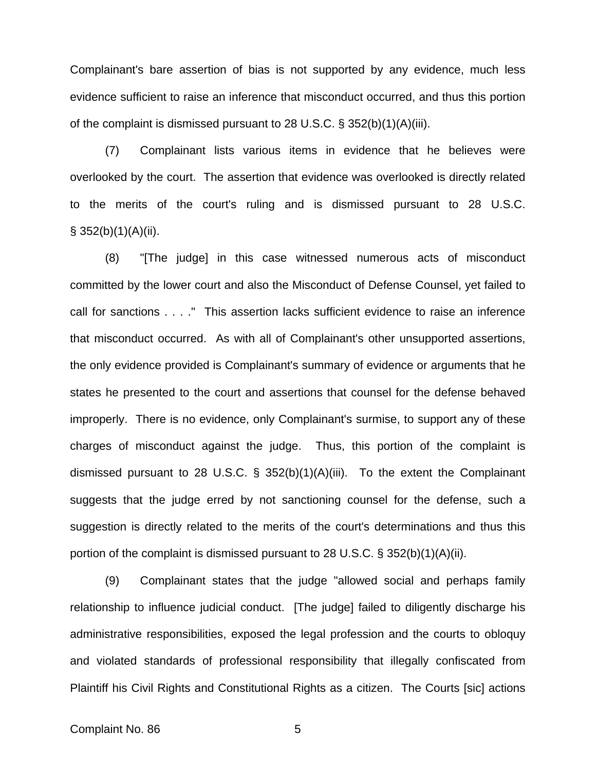Complainant's bare assertion of bias is not supported by any evidence, much less evidence sufficient to raise an inference that misconduct occurred, and thus this portion of the complaint is dismissed pursuant to 28 U.S.C. § 352(b)(1)(A)(iii).

(7) Complainant lists various items in evidence that he believes were overlooked by the court. The assertion that evidence was overlooked is directly related to the merits of the court's ruling and is dismissed pursuant to 28 U.S.C. § 352(b)(1)(A)(ii).

(8) "[The judge] in this case witnessed numerous acts of misconduct committed by the lower court and also the Misconduct of Defense Counsel, yet failed to call for sanctions . . . ." This assertion lacks sufficient evidence to raise an inference that misconduct occurred. As with all of Complainant's other unsupported assertions, the only evidence provided is Complainant's summary of evidence or arguments that he states he presented to the court and assertions that counsel for the defense behaved improperly. There is no evidence, only Complainant's surmise, to support any of these charges of misconduct against the judge. Thus, this portion of the complaint is dismissed pursuant to 28 U.S.C. § 352(b)(1)(A)(iii). To the extent the Complainant suggests that the judge erred by not sanctioning counsel for the defense, such a suggestion is directly related to the merits of the court's determinations and thus this portion of the complaint is dismissed pursuant to 28 U.S.C. § 352(b)(1)(A)(ii).

(9) Complainant states that the judge "allowed social and perhaps family relationship to influence judicial conduct. [The judge] failed to diligently discharge his administrative responsibilities, exposed the legal profession and the courts to obloquy and violated standards of professional responsibility that illegally confiscated from Plaintiff his Civil Rights and Constitutional Rights as a citizen. The Courts [sic] actions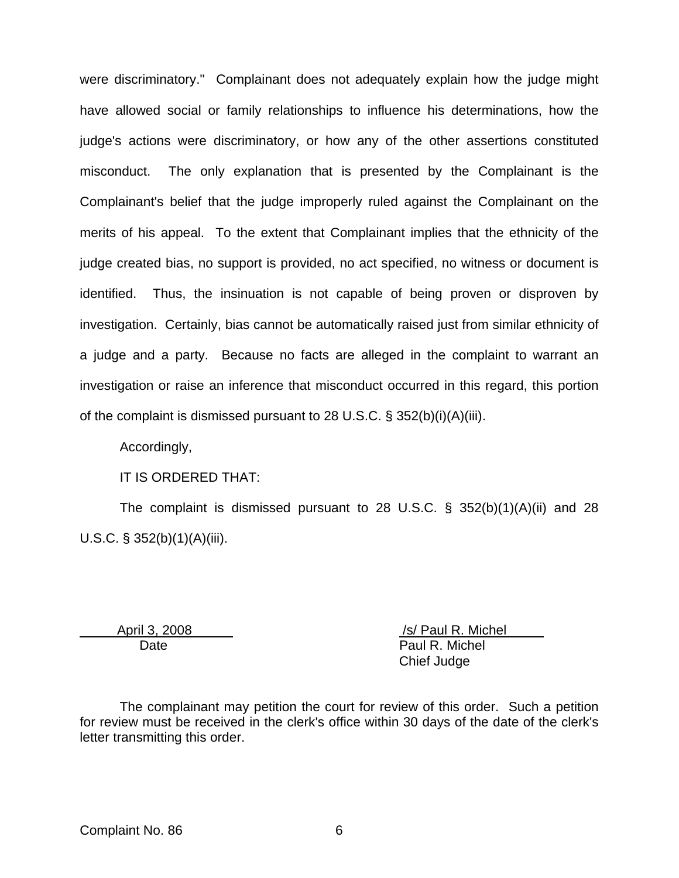were discriminatory." Complainant does not adequately explain how the judge might have allowed social or family relationships to influence his determinations, how the judge's actions were discriminatory, or how any of the other assertions constituted misconduct. The only explanation that is presented by the Complainant is the Complainant's belief that the judge improperly ruled against the Complainant on the merits of his appeal. To the extent that Complainant implies that the ethnicity of the judge created bias, no support is provided, no act specified, no witness or document is identified. Thus, the insinuation is not capable of being proven or disproven by investigation. Certainly, bias cannot be automatically raised just from similar ethnicity of a judge and a party. Because no facts are alleged in the complaint to warrant an investigation or raise an inference that misconduct occurred in this regard, this portion of the complaint is dismissed pursuant to 28 U.S.C. § 352(b)(i)(A)(iii).

Accordingly,

IT IS ORDERED THAT:

The complaint is dismissed pursuant to 28 U.S.C. § 352(b)(1)(A)(ii) and 28 U.S.C. § 352(b)(1)(A)(iii).

April 3, 2008
Date

/s/ Paul R. Michel
Paul R. Michel
Chief Judge

The complainant may petition the court for review of this order. Such a petition for review must be received in the clerk's office within 30 days of the date of the clerk's letter transmitting this order.

Complaint No. 86